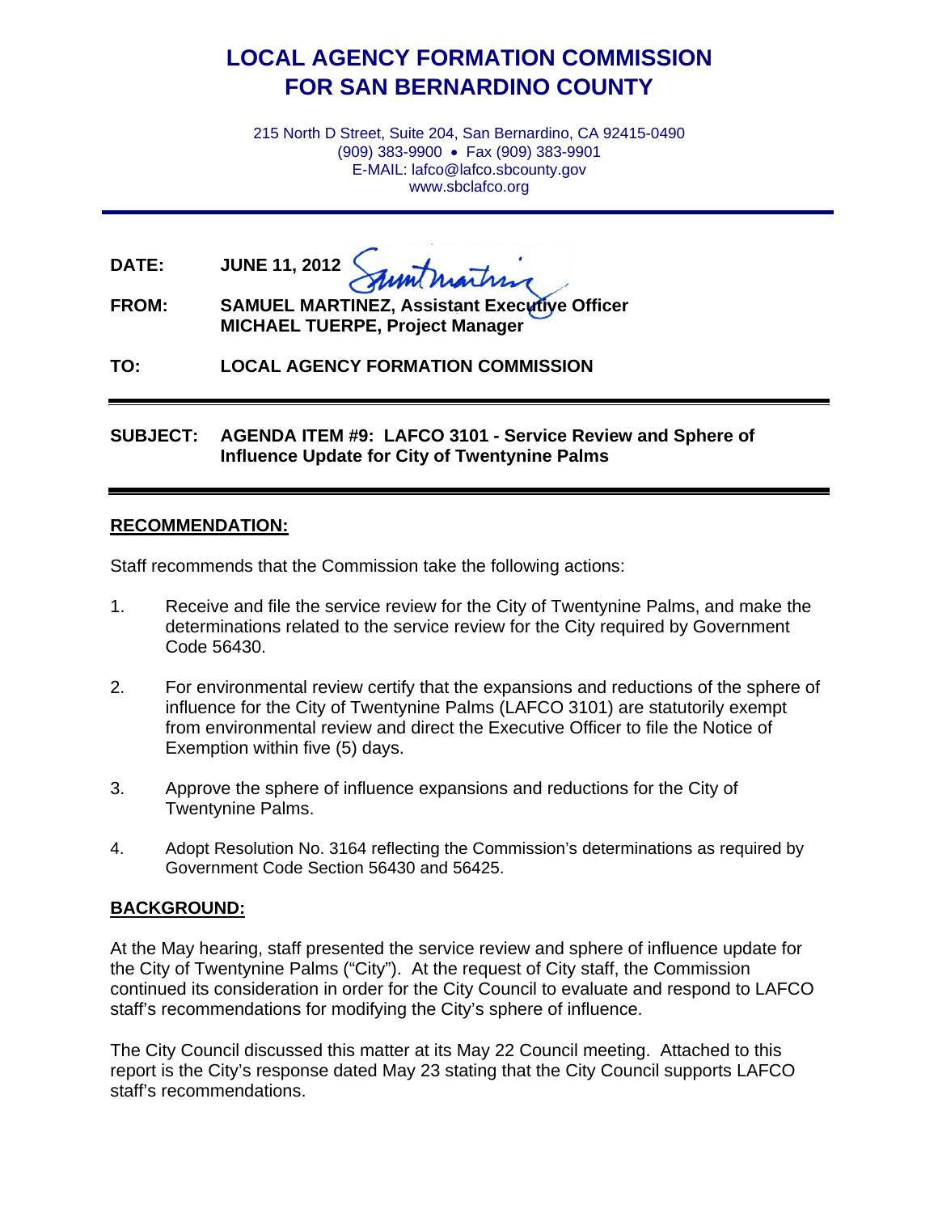# LOCAL AGENCY FORMATION COMMISSION
# FOR SAN BERNARDINO COUNTY

215 North D Street, Suite 204, San Bernardino, CA 92415-0490
(909) 383-9900 • Fax (909) 383-9901
E-MAIL: lafco@lafco.sbcounty.gov
www.sbclafco.org

---

**DATE:** **JUNE 11, 2012**

**FROM:** **SAMUEL MARTINEZ, Assistant Executive Officer**
**MICHAEL TUERPE, Project Manager**

**TO:** **LOCAL AGENCY FORMATION COMMISSION**

---

**SUBJECT:** **AGENDA ITEM #9: LAFCO 3101 - Service Review and Sphere of Influence Update for City of Twentynine Palms**

---

## RECOMMENDATION:

Staff recommends that the Commission take the following actions:

1. Receive and file the service review for the City of Twentynine Palms, and make the determinations related to the service review for the City required by Government Code 56430.

2. For environmental review certify that the expansions and reductions of the sphere of influence for the City of Twentynine Palms (LAFCO 3101) are statutorily exempt from environmental review and direct the Executive Officer to file the Notice of Exemption within five (5) days.

3. Approve the sphere of influence expansions and reductions for the City of Twentynine Palms.

4. Adopt Resolution No. 3164 reflecting the Commission's determinations as required by Government Code Section 56430 and 56425.

## BACKGROUND:

At the May hearing, staff presented the service review and sphere of influence update for the City of Twentynine Palms ("City"). At the request of City staff, the Commission continued its consideration in order for the City Council to evaluate and respond to LAFCO staff's recommendations for modifying the City's sphere of influence.

The City Council discussed this matter at its May 22 Council meeting. Attached to this report is the City's response dated May 23 stating that the City Council supports LAFCO staff's recommendations.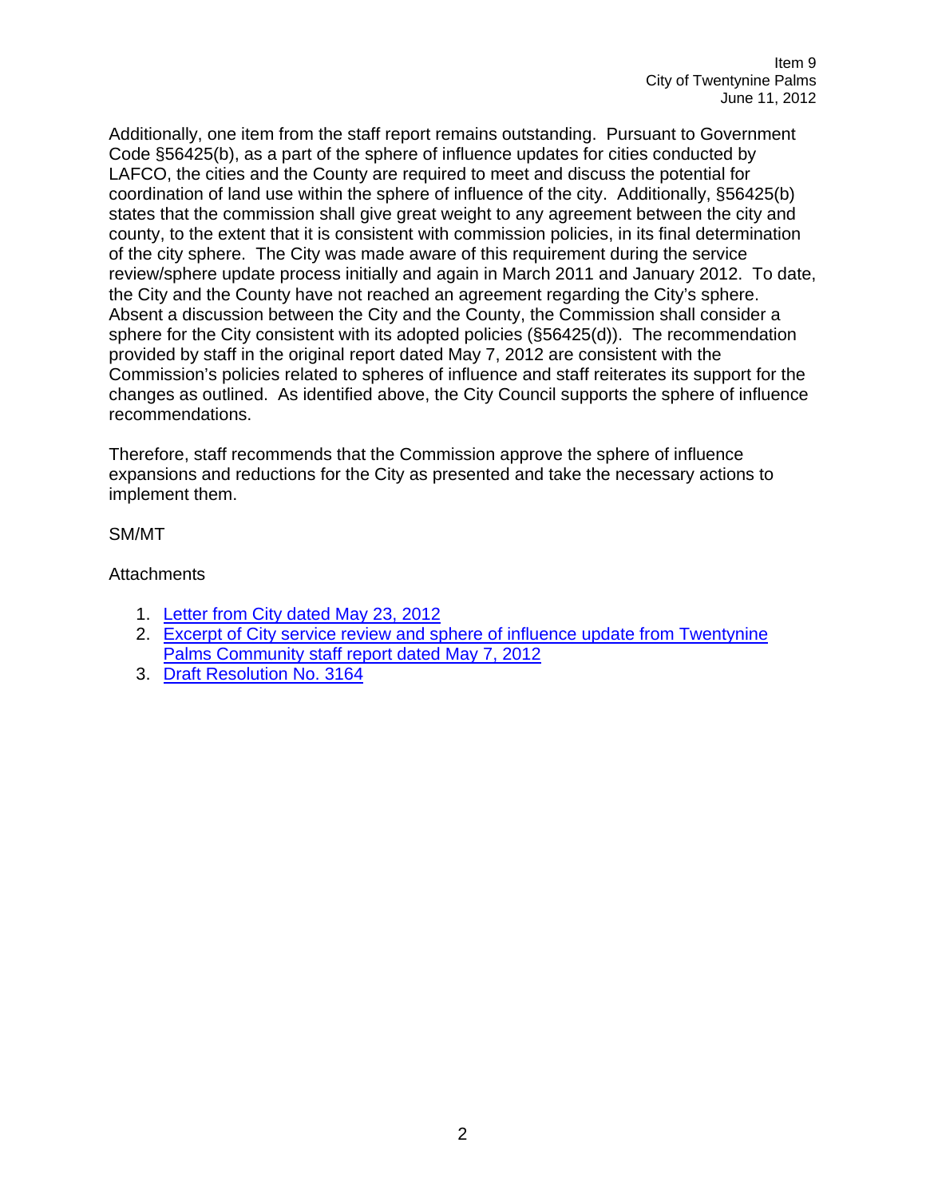Additionally, one item from the staff report remains outstanding. Pursuant to Government Code §56425(b), as a part of the sphere of influence updates for cities conducted by LAFCO, the cities and the County are required to meet and discuss the potential for coordination of land use within the sphere of influence of the city. Additionally, §56425(b) states that the commission shall give great weight to any agreement between the city and county, to the extent that it is consistent with commission policies, in its final determination of the city sphere. The City was made aware of this requirement during the service review/sphere update process initially and again in March 2011 and January 2012. To date, the City and the County have not reached an agreement regarding the City's sphere. Absent a discussion between the City and the County, the Commission shall consider a sphere for the City consistent with its adopted policies (§56425(d)). The recommendation provided by staff in the original report dated May 7, 2012 are consistent with the Commission's policies related to spheres of influence and staff reiterates its support for the changes as outlined. As identified above, the City Council supports the sphere of influence recommendations.

Therefore, staff recommends that the Commission approve the sphere of influence expansions and reductions for the City as presented and take the necessary actions to implement them.

SM/MT

Attachments

1. Letter from City dated May 23, 2012
2. Excerpt of City service review and sphere of influence update from Twentynine Palms Community staff report dated May 7, 2012
3. Draft Resolution No. 3164